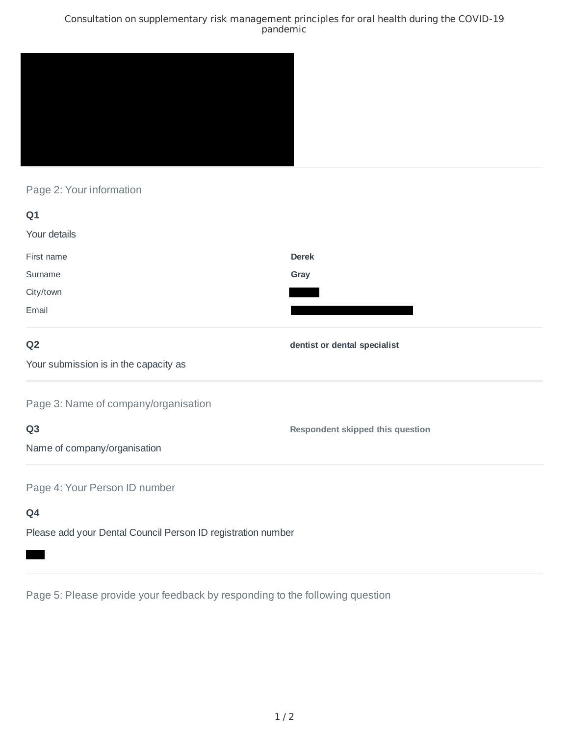# Consultation on supplementary risk management principles for oral health during the COVID-19 pandemic

## Page 2: Your information

**Q1**

Your details

| | |
|---|---|
| First name | **Derek** |
| Surname | **Gray** |
| City/town | |
| Email | |

**Q2**

Your submission is in the capacity as

**dentist or dental specialist**

## Page 3: Name of company/organisation

**Q3**

Name of company/organisation

**Respondent skipped this question**

## Page 4: Your Person ID number

**Q4**

Please add your Dental Council Person ID registration number

## Page 5: Please provide your feedback by responding to the following question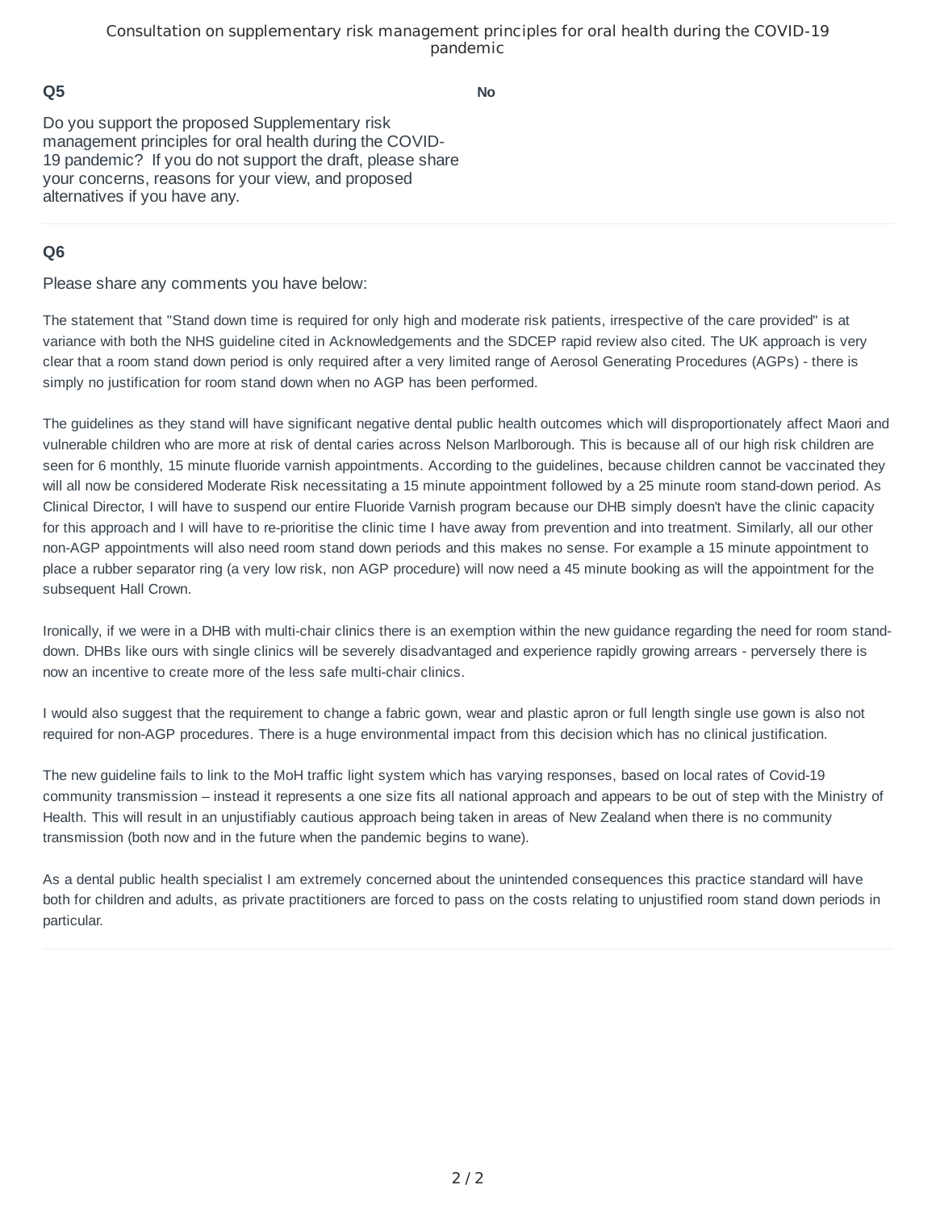## Q5

Do you support the proposed Supplementary risk management principles for oral health during the COVID-19 pandemic?  If you do not support the draft, please share your concerns, reasons for your view, and proposed alternatives if you have any.

**No**

## Q6

Please share any comments you have below:

The statement that "Stand down time is required for only high and moderate risk patients, irrespective of the care provided" is at variance with both the NHS guideline cited in Acknowledgements and the SDCEP rapid review also cited. The UK approach is very clear that a room stand down period is only required after a very limited range of Aerosol Generating Procedures (AGPs) - there is simply no justification for room stand down when no AGP has been performed.

The guidelines as they stand will have significant negative dental public health outcomes which will disproportionately affect Maori and vulnerable children who are more at risk of dental caries across Nelson Marlborough. This is because all of our high risk children are seen for 6 monthly, 15 minute fluoride varnish appointments. According to the guidelines, because children cannot be vaccinated they will all now be considered Moderate Risk necessitating a 15 minute appointment followed by a 25 minute room stand-down period. As Clinical Director, I will have to suspend our entire Fluoride Varnish program because our DHB simply doesn't have the clinic capacity for this approach and I will have to re-prioritise the clinic time I have away from prevention and into treatment. Similarly, all our other non-AGP appointments will also need room stand down periods and this makes no sense. For example a 15 minute appointment to place a rubber separator ring (a very low risk, non AGP procedure) will now need a 45 minute booking as will the appointment for the subsequent Hall Crown.

Ironically, if we were in a DHB with multi-chair clinics there is an exemption within the new guidance regarding the need for room stand-down. DHBs like ours with single clinics will be severely disadvantaged and experience rapidly growing arrears - perversely there is now an incentive to create more of the less safe multi-chair clinics.

I would also suggest that the requirement to change a fabric gown, wear and plastic apron or full length single use gown is also not required for non-AGP procedures. There is a huge environmental impact from this decision which has no clinical justification.

The new guideline fails to link to the MoH traffic light system which has varying responses, based on local rates of Covid-19 community transmission – instead it represents a one size fits all national approach and appears to be out of step with the Ministry of Health. This will result in an unjustifiably cautious approach being taken in areas of New Zealand when there is no community transmission (both now and in the future when the pandemic begins to wane).

As a dental public health specialist I am extremely concerned about the unintended consequences this practice standard will have both for children and adults, as private practitioners are forced to pass on the costs relating to unjustified room stand down periods in particular.